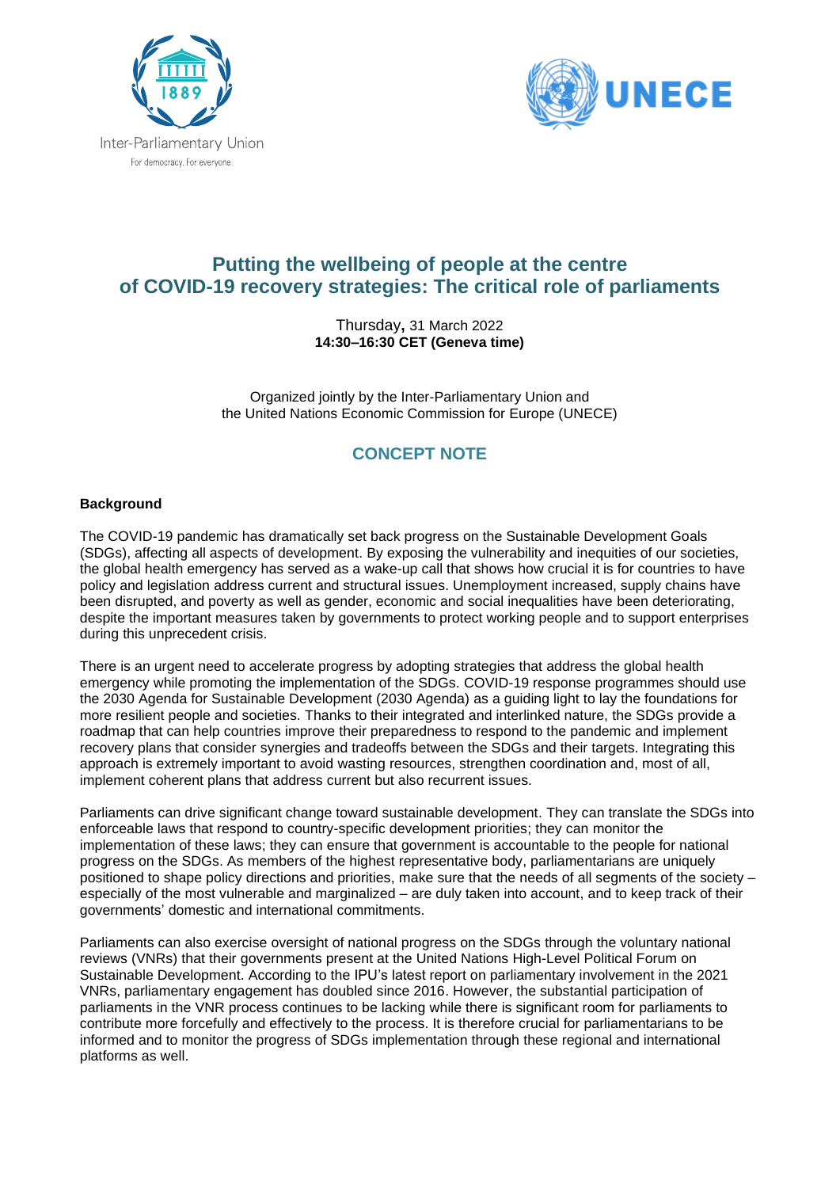Inter-Parliamentary Union
For democracy. For everyone.

UNECE

# Putting the wellbeing of people at the centre of COVID-19 recovery strategies: The critical role of parliaments

Thursday**,** 31 March 2022
**14:30–16:30 CET (Geneva time)**

Organized jointly by the Inter-Parliamentary Union and
the United Nations Economic Commission for Europe (UNECE)

## CONCEPT NOTE

**Background**

The COVID-19 pandemic has dramatically set back progress on the Sustainable Development Goals (SDGs), affecting all aspects of development. By exposing the vulnerability and inequities of our societies, the global health emergency has served as a wake-up call that shows how crucial it is for countries to have policy and legislation address current and structural issues. Unemployment increased, supply chains have been disrupted, and poverty as well as gender, economic and social inequalities have been deteriorating, despite the important measures taken by governments to protect working people and to support enterprises during this unprecedent crisis.

There is an urgent need to accelerate progress by adopting strategies that address the global health emergency while promoting the implementation of the SDGs. COVID-19 response programmes should use the 2030 Agenda for Sustainable Development (2030 Agenda) as a guiding light to lay the foundations for more resilient people and societies. Thanks to their integrated and interlinked nature, the SDGs provide a roadmap that can help countries improve their preparedness to respond to the pandemic and implement recovery plans that consider synergies and tradeoffs between the SDGs and their targets. Integrating this approach is extremely important to avoid wasting resources, strengthen coordination and, most of all, implement coherent plans that address current but also recurrent issues.

Parliaments can drive significant change toward sustainable development. They can translate the SDGs into enforceable laws that respond to country-specific development priorities; they can monitor the implementation of these laws; they can ensure that government is accountable to the people for national progress on the SDGs. As members of the highest representative body, parliamentarians are uniquely positioned to shape policy directions and priorities, make sure that the needs of all segments of the society – especially of the most vulnerable and marginalized – are duly taken into account, and to keep track of their governments' domestic and international commitments.

Parliaments can also exercise oversight of national progress on the SDGs through the voluntary national reviews (VNRs) that their governments present at the United Nations High-Level Political Forum on Sustainable Development. According to the IPU's latest report on parliamentary involvement in the 2021 VNRs, parliamentary engagement has doubled since 2016. However, the substantial participation of parliaments in the VNR process continues to be lacking while there is significant room for parliaments to contribute more forcefully and effectively to the process. It is therefore crucial for parliamentarians to be informed and to monitor the progress of SDGs implementation through these regional and international platforms as well.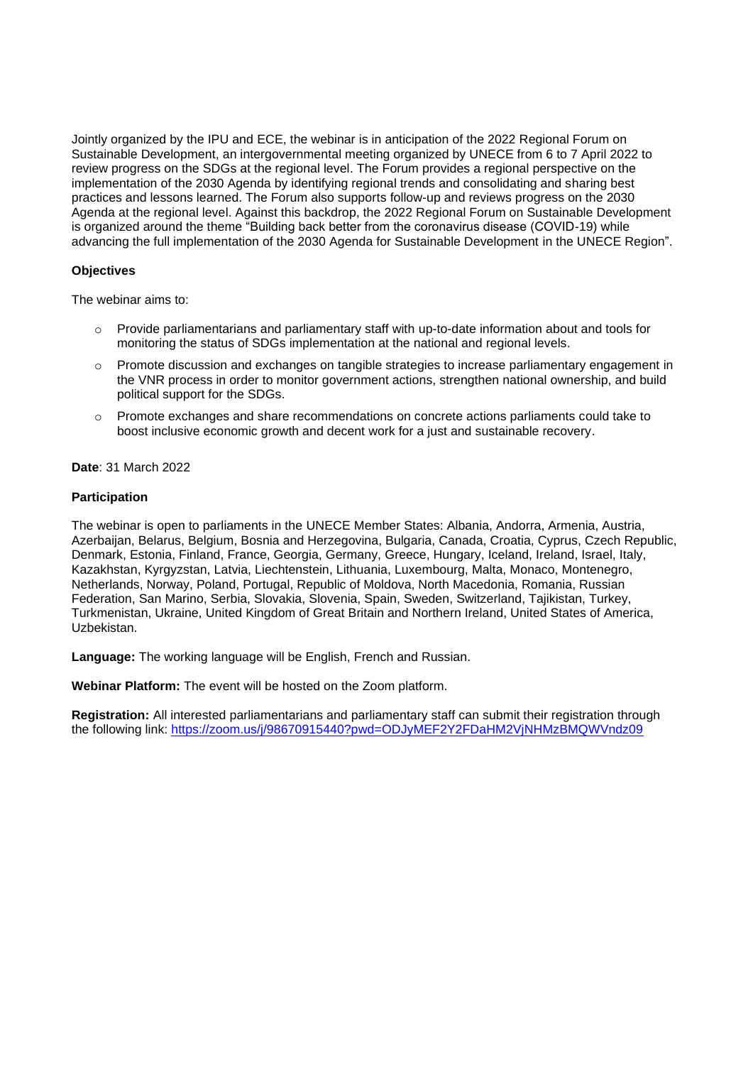Jointly organized by the IPU and ECE, the webinar is in anticipation of the 2022 Regional Forum on Sustainable Development, an intergovernmental meeting organized by UNECE from 6 to 7 April 2022 to review progress on the SDGs at the regional level. The Forum provides a regional perspective on the implementation of the 2030 Agenda by identifying regional trends and consolidating and sharing best practices and lessons learned. The Forum also supports follow-up and reviews progress on the 2030 Agenda at the regional level. Against this backdrop, the 2022 Regional Forum on Sustainable Development is organized around the theme "Building back better from the coronavirus disease (COVID-19) while advancing the full implementation of the 2030 Agenda for Sustainable Development in the UNECE Region".

**Objectives**

The webinar aims to:

- Provide parliamentarians and parliamentary staff with up-to-date information about and tools for monitoring the status of SDGs implementation at the national and regional levels.
- Promote discussion and exchanges on tangible strategies to increase parliamentary engagement in the VNR process in order to monitor government actions, strengthen national ownership, and build political support for the SDGs.
- Promote exchanges and share recommendations on concrete actions parliaments could take to boost inclusive economic growth and decent work for a just and sustainable recovery.

**Date**: 31 March 2022

**Participation**

The webinar is open to parliaments in the UNECE Member States: Albania, Andorra, Armenia, Austria, Azerbaijan, Belarus, Belgium, Bosnia and Herzegovina, Bulgaria, Canada, Croatia, Cyprus, Czech Republic, Denmark, Estonia, Finland, France, Georgia, Germany, Greece, Hungary, Iceland, Ireland, Israel, Italy, Kazakhstan, Kyrgyzstan, Latvia, Liechtenstein, Lithuania, Luxembourg, Malta, Monaco, Montenegro, Netherlands, Norway, Poland, Portugal, Republic of Moldova, North Macedonia, Romania, Russian Federation, San Marino, Serbia, Slovakia, Slovenia, Spain, Sweden, Switzerland, Tajikistan, Turkey, Turkmenistan, Ukraine, United Kingdom of Great Britain and Northern Ireland, United States of America, Uzbekistan.

**Language:** The working language will be English, French and Russian.

**Webinar Platform:** The event will be hosted on the Zoom platform.

**Registration:** All interested parliamentarians and parliamentary staff can submit their registration through the following link: https://zoom.us/j/98670915440?pwd=ODJyMEF2Y2FDaHM2VjNHMzBMQWVndz09